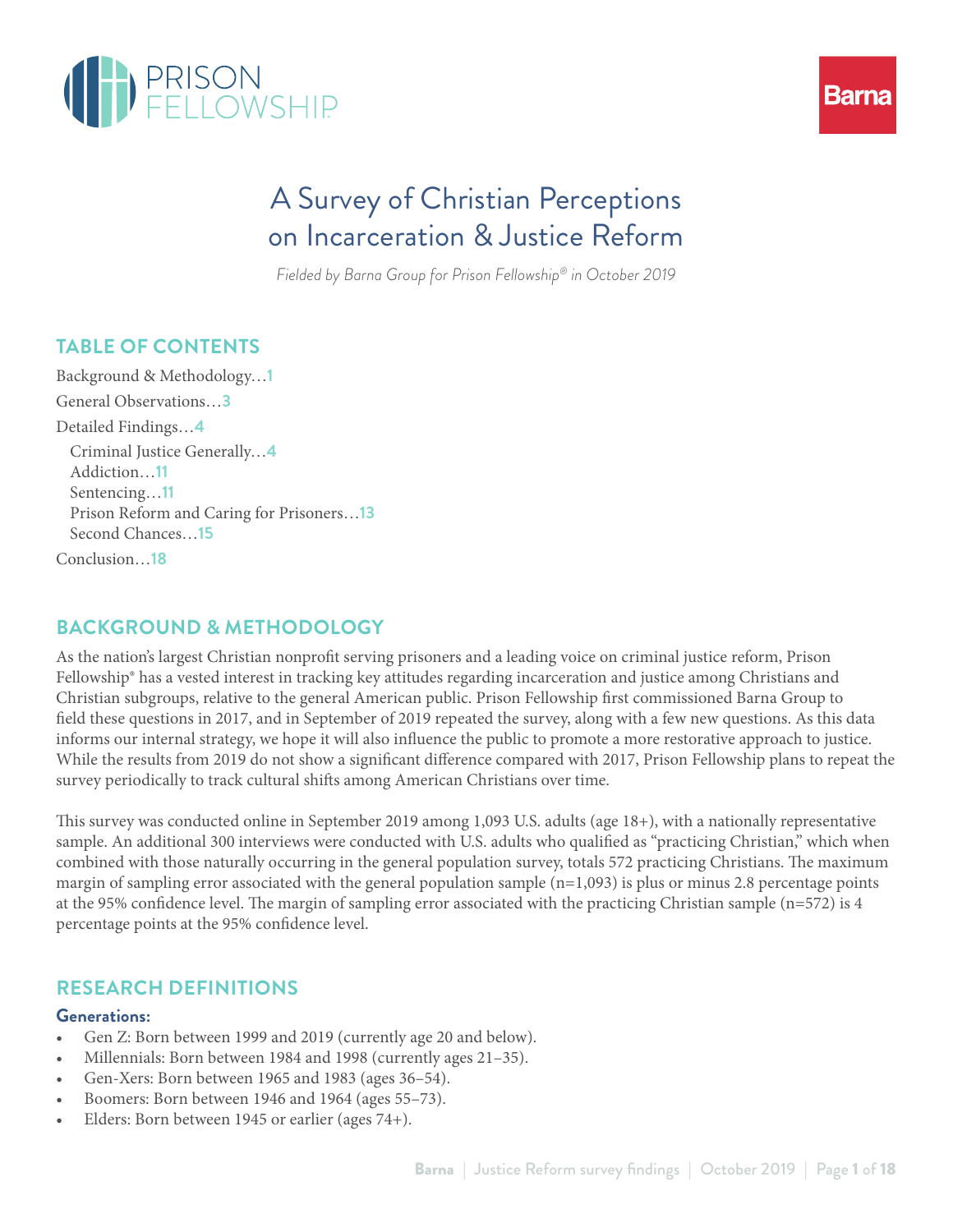# A Survey of Christian Perceptions on Incarceration & Justice Reform

*Fielded by Barna Group for Prison Fellowship® in October 2019*

## TABLE OF CONTENTS

Background & Methodology…1
General Observations…3
Detailed Findings…4
- Criminal Justice Generally…4
- Addiction…11
- Sentencing…11
- Prison Reform and Caring for Prisoners…13
- Second Chances…15

Conclusion…18

## BACKGROUND & METHODOLOGY

As the nation's largest Christian nonprofit serving prisoners and a leading voice on criminal justice reform, Prison Fellowship® has a vested interest in tracking key attitudes regarding incarceration and justice among Christians and Christian subgroups, relative to the general American public. Prison Fellowship first commissioned Barna Group to field these questions in 2017, and in September of 2019 repeated the survey, along with a few new questions. As this data informs our internal strategy, we hope it will also influence the public to promote a more restorative approach to justice. While the results from 2019 do not show a significant difference compared with 2017, Prison Fellowship plans to repeat the survey periodically to track cultural shifts among American Christians over time.

This survey was conducted online in September 2019 among 1,093 U.S. adults (age 18+), with a nationally representative sample. An additional 300 interviews were conducted with U.S. adults who qualified as "practicing Christian," which when combined with those naturally occurring in the general population survey, totals 572 practicing Christians. The maximum margin of sampling error associated with the general population sample (n=1,093) is plus or minus 2.8 percentage points at the 95% confidence level. The margin of sampling error associated with the practicing Christian sample (n=572) is 4 percentage points at the 95% confidence level.

## RESEARCH DEFINITIONS

### Generations:

- Gen Z: Born between 1999 and 2019 (currently age 20 and below).
- Millennials: Born between 1984 and 1998 (currently ages 21–35).
- Gen-Xers: Born between 1965 and 1983 (ages 36–54).
- Boomers: Born between 1946 and 1964 (ages 55–73).
- Elders: Born between 1945 or earlier (ages 74+).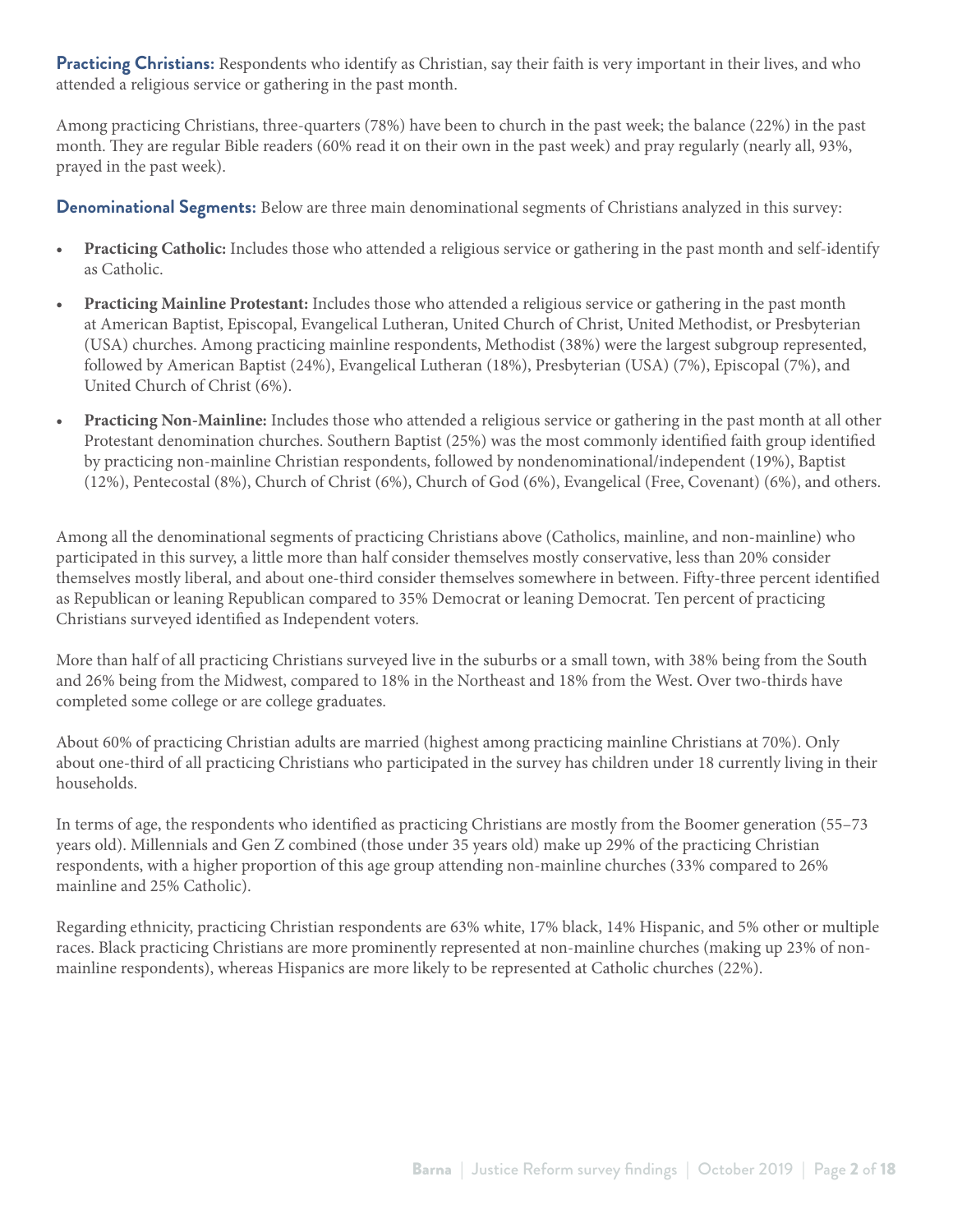**Practicing Christians:** Respondents who identify as Christian, say their faith is very important in their lives, and who attended a religious service or gathering in the past month.

Among practicing Christians, three-quarters (78%) have been to church in the past week; the balance (22%) in the past month. They are regular Bible readers (60% read it on their own in the past week) and pray regularly (nearly all, 93%, prayed in the past week).

**Denominational Segments:** Below are three main denominational segments of Christians analyzed in this survey:

- **Practicing Catholic:** Includes those who attended a religious service or gathering in the past month and self-identify as Catholic.
- **Practicing Mainline Protestant:** Includes those who attended a religious service or gathering in the past month at American Baptist, Episcopal, Evangelical Lutheran, United Church of Christ, United Methodist, or Presbyterian (USA) churches. Among practicing mainline respondents, Methodist (38%) were the largest subgroup represented, followed by American Baptist (24%), Evangelical Lutheran (18%), Presbyterian (USA) (7%), Episcopal (7%), and United Church of Christ (6%).
- **Practicing Non-Mainline:** Includes those who attended a religious service or gathering in the past month at all other Protestant denomination churches. Southern Baptist (25%) was the most commonly identified faith group identified by practicing non-mainline Christian respondents, followed by nondenominational/independent (19%), Baptist (12%), Pentecostal (8%), Church of Christ (6%), Church of God (6%), Evangelical (Free, Covenant) (6%), and others.

Among all the denominational segments of practicing Christians above (Catholics, mainline, and non-mainline) who participated in this survey, a little more than half consider themselves mostly conservative, less than 20% consider themselves mostly liberal, and about one-third consider themselves somewhere in between. Fifty-three percent identified as Republican or leaning Republican compared to 35% Democrat or leaning Democrat. Ten percent of practicing Christians surveyed identified as Independent voters.

More than half of all practicing Christians surveyed live in the suburbs or a small town, with 38% being from the South and 26% being from the Midwest, compared to 18% in the Northeast and 18% from the West. Over two-thirds have completed some college or are college graduates.

About 60% of practicing Christian adults are married (highest among practicing mainline Christians at 70%). Only about one-third of all practicing Christians who participated in the survey has children under 18 currently living in their households.

In terms of age, the respondents who identified as practicing Christians are mostly from the Boomer generation (55–73 years old). Millennials and Gen Z combined (those under 35 years old) make up 29% of the practicing Christian respondents, with a higher proportion of this age group attending non-mainline churches (33% compared to 26% mainline and 25% Catholic).

Regarding ethnicity, practicing Christian respondents are 63% white, 17% black, 14% Hispanic, and 5% other or multiple races. Black practicing Christians are more prominently represented at non-mainline churches (making up 23% of non-mainline respondents), whereas Hispanics are more likely to be represented at Catholic churches (22%).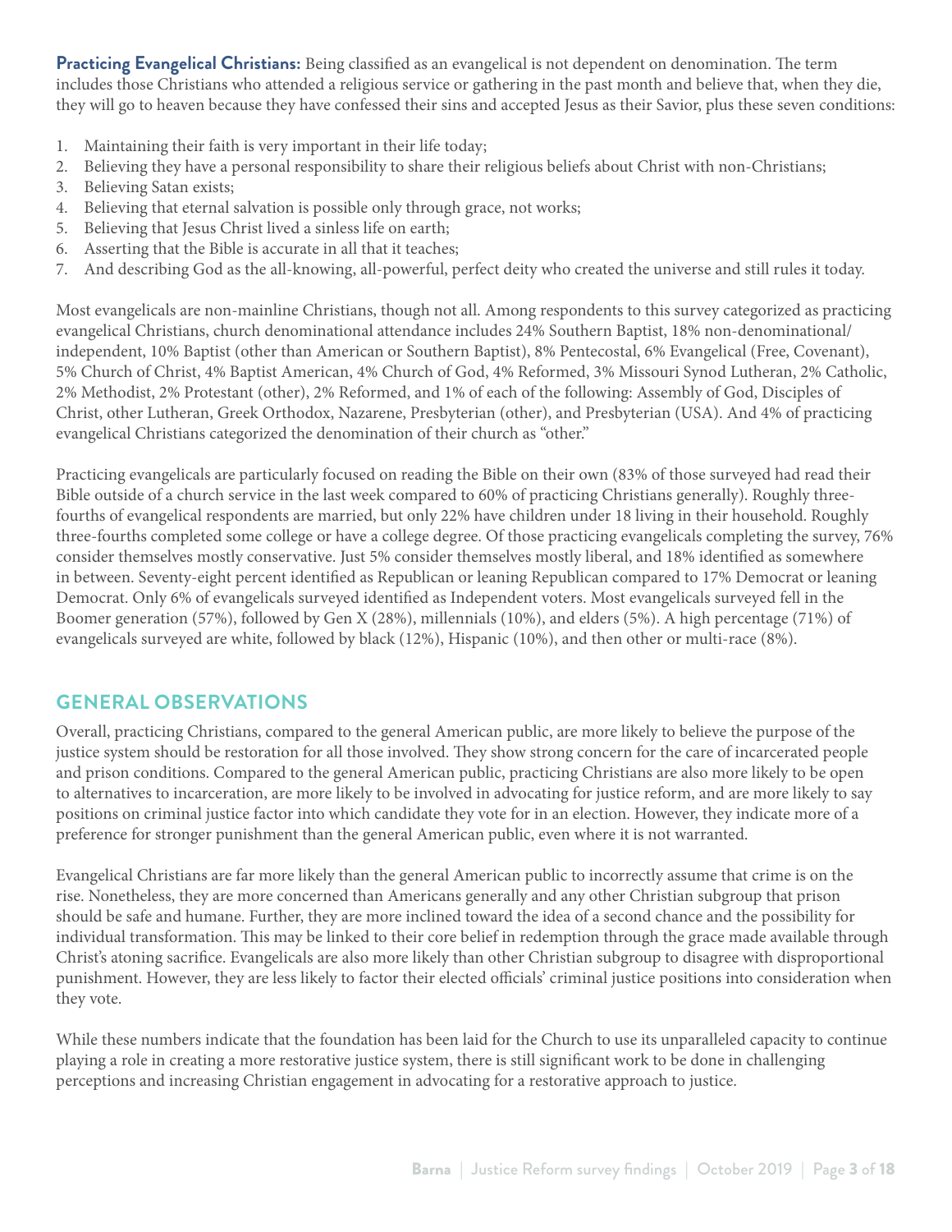**Practicing Evangelical Christians:** Being classified as an evangelical is not dependent on denomination. The term includes those Christians who attended a religious service or gathering in the past month and believe that, when they die, they will go to heaven because they have confessed their sins and accepted Jesus as their Savior, plus these seven conditions:

1. Maintaining their faith is very important in their life today;
2. Believing they have a personal responsibility to share their religious beliefs about Christ with non-Christians;
3. Believing Satan exists;
4. Believing that eternal salvation is possible only through grace, not works;
5. Believing that Jesus Christ lived a sinless life on earth;
6. Asserting that the Bible is accurate in all that it teaches;
7. And describing God as the all-knowing, all-powerful, perfect deity who created the universe and still rules it today.

Most evangelicals are non-mainline Christians, though not all. Among respondents to this survey categorized as practicing evangelical Christians, church denominational attendance includes 24% Southern Baptist, 18% non-denominational/independent, 10% Baptist (other than American or Southern Baptist), 8% Pentecostal, 6% Evangelical (Free, Covenant), 5% Church of Christ, 4% Baptist American, 4% Church of God, 4% Reformed, 3% Missouri Synod Lutheran, 2% Catholic, 2% Methodist, 2% Protestant (other), 2% Reformed, and 1% of each of the following: Assembly of God, Disciples of Christ, other Lutheran, Greek Orthodox, Nazarene, Presbyterian (other), and Presbyterian (USA). And 4% of practicing evangelical Christians categorized the denomination of their church as "other."

Practicing evangelicals are particularly focused on reading the Bible on their own (83% of those surveyed had read their Bible outside of a church service in the last week compared to 60% of practicing Christians generally). Roughly three-fourths of evangelical respondents are married, but only 22% have children under 18 living in their household. Roughly three-fourths completed some college or have a college degree. Of those practicing evangelicals completing the survey, 76% consider themselves mostly conservative. Just 5% consider themselves mostly liberal, and 18% identified as somewhere in between. Seventy-eight percent identified as Republican or leaning Republican compared to 17% Democrat or leaning Democrat. Only 6% of evangelicals surveyed identified as Independent voters. Most evangelicals surveyed fell in the Boomer generation (57%), followed by Gen X (28%), millennials (10%), and elders (5%). A high percentage (71%) of evangelicals surveyed are white, followed by black (12%), Hispanic (10%), and then other or multi-race (8%).

## GENERAL OBSERVATIONS

Overall, practicing Christians, compared to the general American public, are more likely to believe the purpose of the justice system should be restoration for all those involved. They show strong concern for the care of incarcerated people and prison conditions. Compared to the general American public, practicing Christians are also more likely to be open to alternatives to incarceration, are more likely to be involved in advocating for justice reform, and are more likely to say positions on criminal justice factor into which candidate they vote for in an election. However, they indicate more of a preference for stronger punishment than the general American public, even where it is not warranted.

Evangelical Christians are far more likely than the general American public to incorrectly assume that crime is on the rise. Nonetheless, they are more concerned than Americans generally and any other Christian subgroup that prison should be safe and humane. Further, they are more inclined toward the idea of a second chance and the possibility for individual transformation. This may be linked to their core belief in redemption through the grace made available through Christ's atoning sacrifice. Evangelicals are also more likely than other Christian subgroup to disagree with disproportional punishment. However, they are less likely to factor their elected officials' criminal justice positions into consideration when they vote.

While these numbers indicate that the foundation has been laid for the Church to use its unparalleled capacity to continue playing a role in creating a more restorative justice system, there is still significant work to be done in challenging perceptions and increasing Christian engagement in advocating for a restorative approach to justice.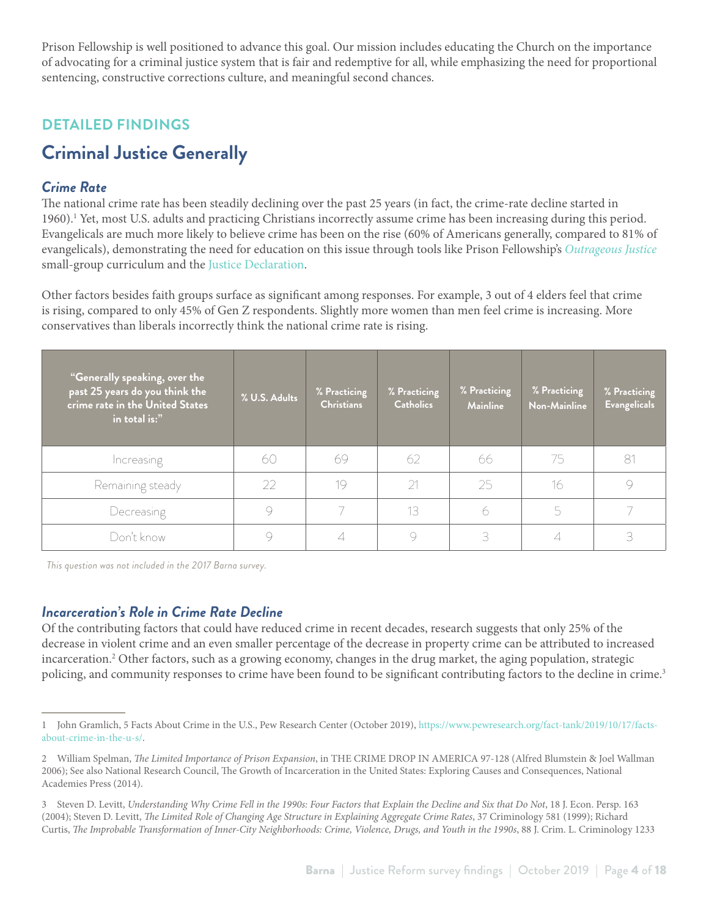Prison Fellowship is well positioned to advance this goal. Our mission includes educating the Church on the importance of advocating for a criminal justice system that is fair and redemptive for all, while emphasizing the need for proportional sentencing, constructive corrections culture, and meaningful second chances.

## DETAILED FINDINGS

# Criminal Justice Generally

### *Crime Rate*

The national crime rate has been steadily declining over the past 25 years (in fact, the crime-rate decline started in 1960).[1] Yet, most U.S. adults and practicing Christians incorrectly assume crime has been increasing during this period. Evangelicals are much more likely to believe crime has been on the rise (60% of Americans generally, compared to 81% of evangelicals), demonstrating the need for education on this issue through tools like Prison Fellowship's *Outrageous Justice* small-group curriculum and the Justice Declaration.

Other factors besides faith groups surface as significant among responses. For example, 3 out of 4 elders feel that crime is rising, compared to only 45% of Gen Z respondents. Slightly more women than men feel crime is increasing. More conservatives than liberals incorrectly think the national crime rate is rising.

| "Generally speaking, over the past 25 years do you think the crime rate in the United States in total is:" | % U.S. Adults | % Practicing Christians | % Practicing Catholics | % Practicing Mainline | % Practicing Non-Mainline | % Practicing Evangelicals |
|---|---|---|---|---|---|---|
| Increasing | 60 | 69 | 62 | 66 | 75 | 81 |
| Remaining steady | 22 | 19 | 21 | 25 | 16 | 9 |
| Decreasing | 9 | 7 | 13 | 6 | 5 | 7 |
| Don't know | 9 | 4 | 9 | 3 | 4 | 3 |

*This question was not included in the 2017 Barna survey.*

### *Incarceration's Role in Crime Rate Decline*

Of the contributing factors that could have reduced crime in recent decades, research suggests that only 25% of the decrease in violent crime and an even smaller percentage of the decrease in property crime can be attributed to increased incarceration.[2] Other factors, such as a growing economy, changes in the drug market, the aging population, strategic policing, and community responses to crime have been found to be significant contributing factors to the decline in crime.[3]

---

1 John Gramlich, 5 Facts About Crime in the U.S., Pew Research Center (October 2019), https://www.pewresearch.org/fact-tank/2019/10/17/facts-about-crime-in-the-u-s/.

2 William Spelman, *The Limited Importance of Prison Expansion*, in THE CRIME DROP IN AMERICA 97-128 (Alfred Blumstein & Joel Wallman 2006); See also National Research Council, The Growth of Incarceration in the United States: Exploring Causes and Consequences, National Academies Press (2014).

3 Steven D. Levitt, *Understanding Why Crime Fell in the 1990s: Four Factors that Explain the Decline and Six that Do Not*, 18 J. Econ. Persp. 163 (2004); Steven D. Levitt, *The Limited Role of Changing Age Structure in Explaining Aggregate Crime Rates*, 37 Criminology 581 (1999); Richard Curtis, *The Improbable Transformation of Inner-City Neighborhoods: Crime, Violence, Drugs, and Youth in the 1990s*, 88 J. Crim. L. Criminology 1233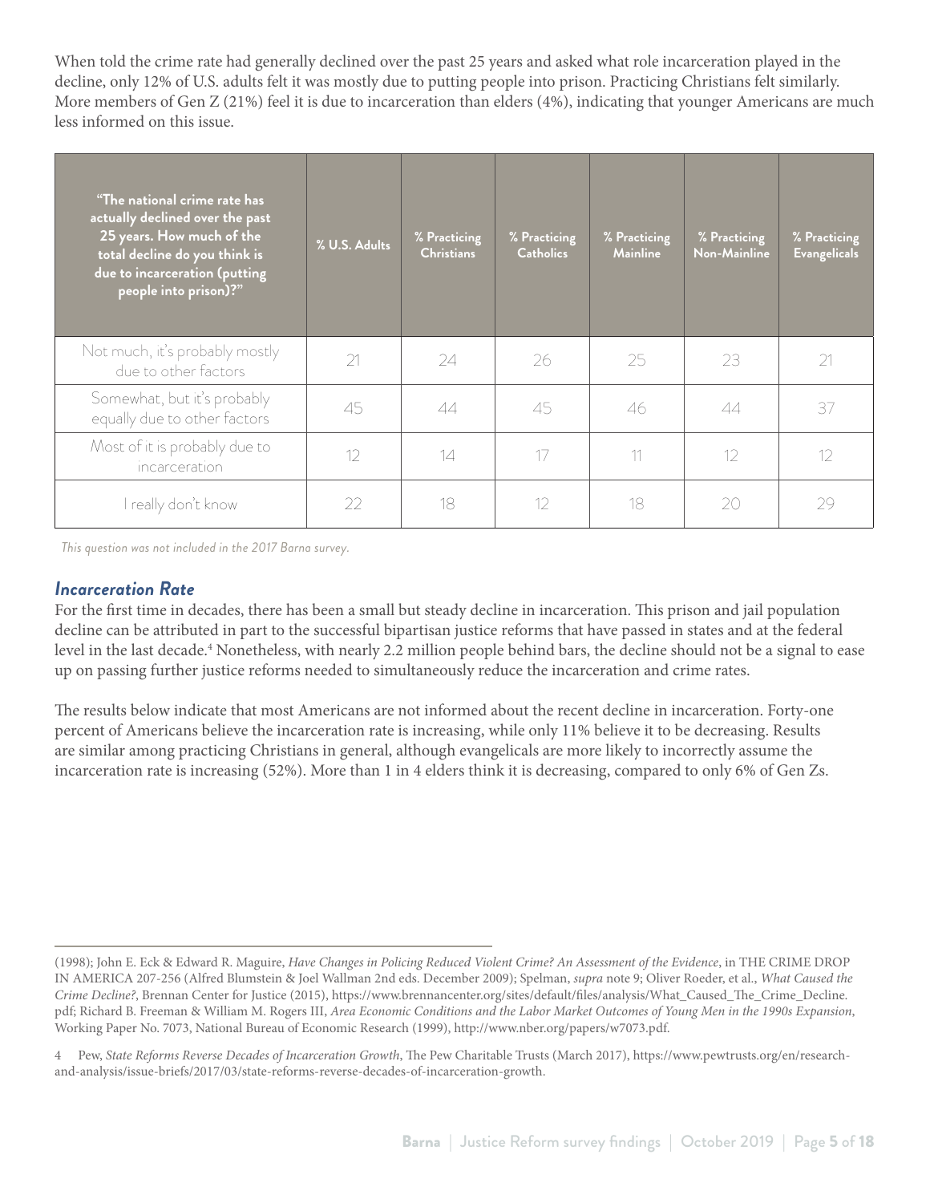When told the crime rate had generally declined over the past 25 years and asked what role incarceration played in the decline, only 12% of U.S. adults felt it was mostly due to putting people into prison. Practicing Christians felt similarly. More members of Gen Z (21%) feel it is due to incarceration than elders (4%), indicating that younger Americans are much less informed on this issue.

| "The national crime rate has actually declined over the past 25 years. How much of the total decline do you think is due to incarceration (putting people into prison)?" | % U.S. Adults | % Practicing Christians | % Practicing Catholics | % Practicing Mainline | % Practicing Non-Mainline | % Practicing Evangelicals |
|---|---|---|---|---|---|---|
| Not much, it's probably mostly due to other factors | 21 | 24 | 26 | 25 | 23 | 21 |
| Somewhat, but it's probably equally due to other factors | 45 | 44 | 45 | 46 | 44 | 37 |
| Most of it is probably due to incarceration | 12 | 14 | 17 | 11 | 12 | 12 |
| I really don't know | 22 | 18 | 12 | 18 | 20 | 29 |

*This question was not included in the 2017 Barna survey.*

### *Incarceration Rate*

For the first time in decades, there has been a small but steady decline in incarceration. This prison and jail population decline can be attributed in part to the successful bipartisan justice reforms that have passed in states and at the federal level in the last decade.[4] Nonetheless, with nearly 2.2 million people behind bars, the decline should not be a signal to ease up on passing further justice reforms needed to simultaneously reduce the incarceration and crime rates.

The results below indicate that most Americans are not informed about the recent decline in incarceration. Forty-one percent of Americans believe the incarceration rate is increasing, while only 11% believe it to be decreasing. Results are similar among practicing Christians in general, although evangelicals are more likely to incorrectly assume the incarceration rate is increasing (52%). More than 1 in 4 elders think it is decreasing, compared to only 6% of Gen Zs.

---

(1998); John E. Eck & Edward R. Maguire, *Have Changes in Policing Reduced Violent Crime? An Assessment of the Evidence*, in THE CRIME DROP IN AMERICA 207-256 (Alfred Blumstein & Joel Wallman 2nd eds. December 2009); Spelman, *supra* note 9; Oliver Roeder, et al., *What Caused the Crime Decline?*, Brennan Center for Justice (2015), https://www.brennancenter.org/sites/default/files/analysis/What_Caused_The_Crime_Decline.pdf; Richard B. Freeman & William M. Rogers III, *Area Economic Conditions and the Labor Market Outcomes of Young Men in the 1990s Expansion*, Working Paper No. 7073, National Bureau of Economic Research (1999), http://www.nber.org/papers/w7073.pdf.

4 Pew, *State Reforms Reverse Decades of Incarceration Growth*, The Pew Charitable Trusts (March 2017), https://www.pewtrusts.org/en/research-and-analysis/issue-briefs/2017/03/state-reforms-reverse-decades-of-incarceration-growth.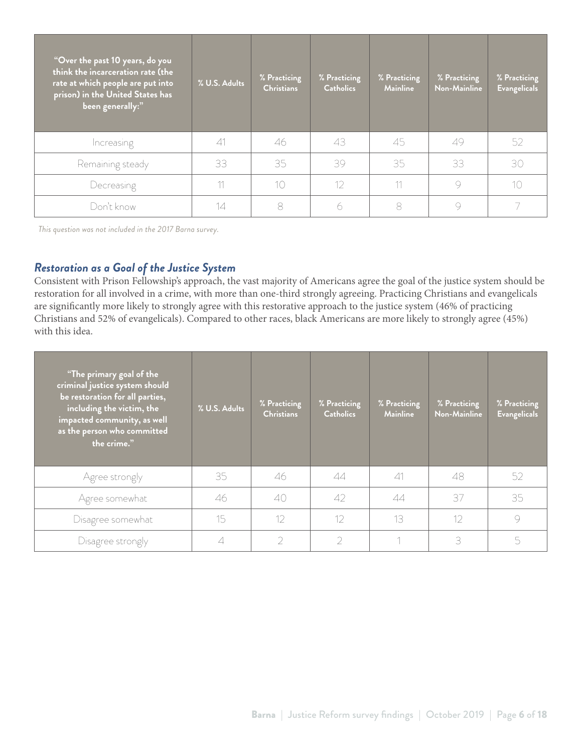| "Over the past 10 years, do you think the incarceration rate (the rate at which people are put into prison) in the United States has been generally:" | % U.S. Adults | % Practicing Christians | % Practicing Catholics | % Practicing Mainline | % Practicing Non-Mainline | % Practicing Evangelicals |
|---|---|---|---|---|---|---|
| Increasing | 41 | 46 | 43 | 45 | 49 | 52 |
| Remaining steady | 33 | 35 | 39 | 35 | 33 | 30 |
| Decreasing | 11 | 10 | 12 | 11 | 9 | 10 |
| Don't know | 14 | 8 | 6 | 8 | 9 | 7 |

*This question was not included in the 2017 Barna survey.*

### *Restoration as a Goal of the Justice System*

Consistent with Prison Fellowship's approach, the vast majority of Americans agree the goal of the justice system should be restoration for all involved in a crime, with more than one-third strongly agreeing. Practicing Christians and evangelicals are significantly more likely to strongly agree with this restorative approach to the justice system (46% of practicing Christians and 52% of evangelicals). Compared to other races, black Americans are more likely to strongly agree (45%) with this idea.

| "The primary goal of the criminal justice system should be restoration for all parties, including the victim, the impacted community, as well as the person who committed the crime." | % U.S. Adults | % Practicing Christians | % Practicing Catholics | % Practicing Mainline | % Practicing Non-Mainline | % Practicing Evangelicals |
|---|---|---|---|---|---|---|
| Agree strongly | 35 | 46 | 44 | 41 | 48 | 52 |
| Agree somewhat | 46 | 40 | 42 | 44 | 37 | 35 |
| Disagree somewhat | 15 | 12 | 12 | 13 | 12 | 9 |
| Disagree strongly | 4 | 2 | 2 | 1 | 3 | 5 |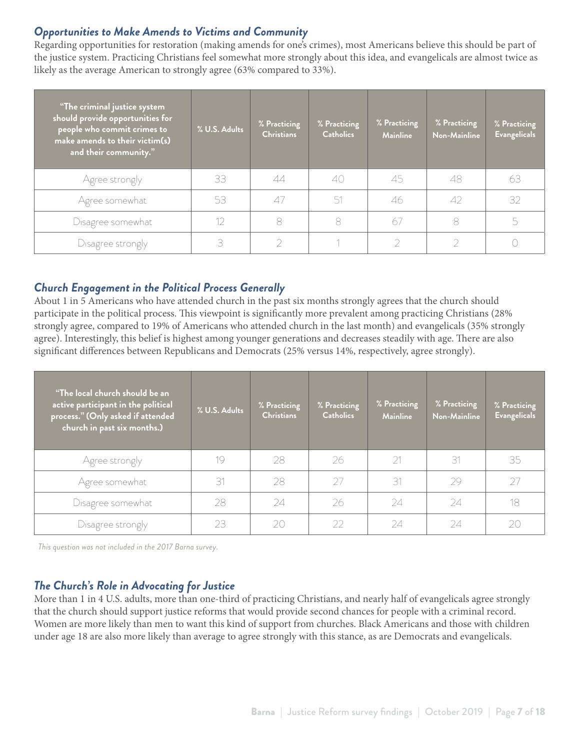### *Opportunities to Make Amends to Victims and Community*

Regarding opportunities for restoration (making amends for one's crimes), most Americans believe this should be part of the justice system. Practicing Christians feel somewhat more strongly about this idea, and evangelicals are almost twice as likely as the average American to strongly agree (63% compared to 33%).

| "The criminal justice system should provide opportunities for people who commit crimes to make amends to their victim(s) and their community." | % U.S. Adults | % Practicing Christians | % Practicing Catholics | % Practicing Mainline | % Practicing Non-Mainline | % Practicing Evangelicals |
|---|---|---|---|---|---|---|
| Agree strongly | 33 | 44 | 40 | 45 | 48 | 63 |
| Agree somewhat | 53 | 47 | 51 | 46 | 42 | 32 |
| Disagree somewhat | 12 | 8 | 8 | 67 | 8 | 5 |
| Disagree strongly | 3 | 2 | 1 | 2 | 2 | 0 |

### *Church Engagement in the Political Process Generally*

About 1 in 5 Americans who have attended church in the past six months strongly agrees that the church should participate in the political process. This viewpoint is significantly more prevalent among practicing Christians (28% strongly agree, compared to 19% of Americans who attended church in the last month) and evangelicals (35% strongly agree). Interestingly, this belief is highest among younger generations and decreases steadily with age. There are also significant differences between Republicans and Democrats (25% versus 14%, respectively, agree strongly).

| "The local church should be an active participant in the political process." (Only asked if attended church in past six months.) | % U.S. Adults | % Practicing Christians | % Practicing Catholics | % Practicing Mainline | % Practicing Non-Mainline | % Practicing Evangelicals |
|---|---|---|---|---|---|---|
| Agree strongly | 19 | 28 | 26 | 21 | 31 | 35 |
| Agree somewhat | 31 | 28 | 27 | 31 | 29 | 27 |
| Disagree somewhat | 28 | 24 | 26 | 24 | 24 | 18 |
| Disagree strongly | 23 | 20 | 22 | 24 | 24 | 20 |

*This question was not included in the 2017 Barna survey.*

### *The Church's Role in Advocating for Justice*

More than 1 in 4 U.S. adults, more than one-third of practicing Christians, and nearly half of evangelicals agree strongly that the church should support justice reforms that would provide second chances for people with a criminal record. Women are more likely than men to want this kind of support from churches. Black Americans and those with children under age 18 are also more likely than average to agree strongly with this stance, as are Democrats and evangelicals.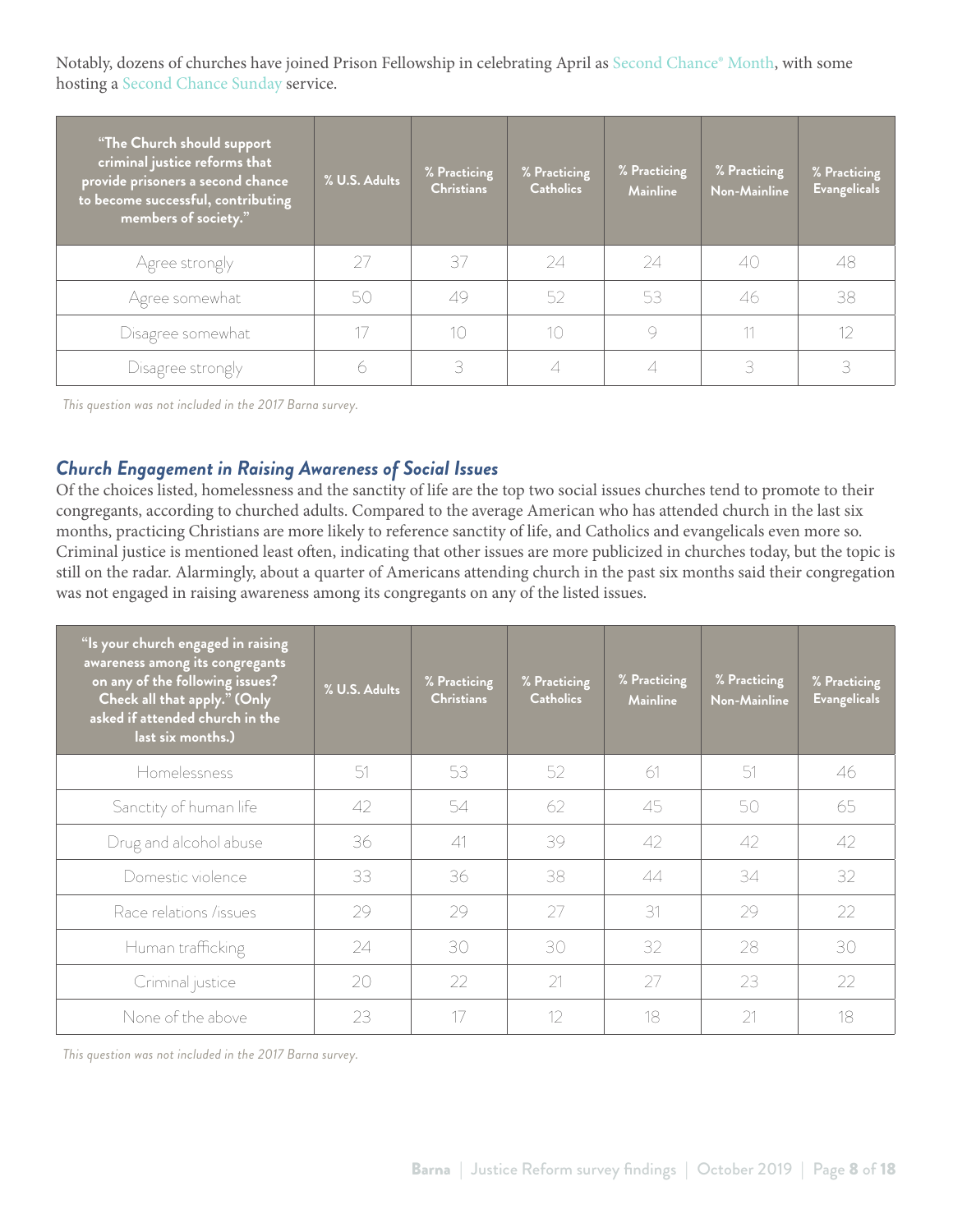Notably, dozens of churches have joined Prison Fellowship in celebrating April as Second Chance® Month, with some hosting a Second Chance Sunday service.

| "The Church should support criminal justice reforms that provide prisoners a second chance to become successful, contributing members of society." | % U.S. Adults | % Practicing Christians | % Practicing Catholics | % Practicing Mainline | % Practicing Non-Mainline | % Practicing Evangelicals |
|---|---|---|---|---|---|---|
| Agree strongly | 27 | 37 | 24 | 24 | 40 | 48 |
| Agree somewhat | 50 | 49 | 52 | 53 | 46 | 38 |
| Disagree somewhat | 17 | 10 | 10 | 9 | 11 | 12 |
| Disagree strongly | 6 | 3 | 4 | 4 | 3 | 3 |

*This question was not included in the 2017 Barna survey.*

### *Church Engagement in Raising Awareness of Social Issues*

Of the choices listed, homelessness and the sanctity of life are the top two social issues churches tend to promote to their congregants, according to churched adults. Compared to the average American who has attended church in the last six months, practicing Christians are more likely to reference sanctity of life, and Catholics and evangelicals even more so. Criminal justice is mentioned least often, indicating that other issues are more publicized in churches today, but the topic is still on the radar. Alarmingly, about a quarter of Americans attending church in the past six months said their congregation was not engaged in raising awareness among its congregants on any of the listed issues.

| "Is your church engaged in raising awareness among its congregants on any of the following issues? Check all that apply." (Only asked if attended church in the last six months.) | % U.S. Adults | % Practicing Christians | % Practicing Catholics | % Practicing Mainline | % Practicing Non-Mainline | % Practicing Evangelicals |
|---|---|---|---|---|---|---|
| Homelessness | 51 | 53 | 52 | 61 | 51 | 46 |
| Sanctity of human life | 42 | 54 | 62 | 45 | 50 | 65 |
| Drug and alcohol abuse | 36 | 41 | 39 | 42 | 42 | 42 |
| Domestic violence | 33 | 36 | 38 | 44 | 34 | 32 |
| Race relations /issues | 29 | 29 | 27 | 31 | 29 | 22 |
| Human trafficking | 24 | 30 | 30 | 32 | 28 | 30 |
| Criminal justice | 20 | 22 | 21 | 27 | 23 | 22 |
| None of the above | 23 | 17 | 12 | 18 | 21 | 18 |

*This question was not included in the 2017 Barna survey.*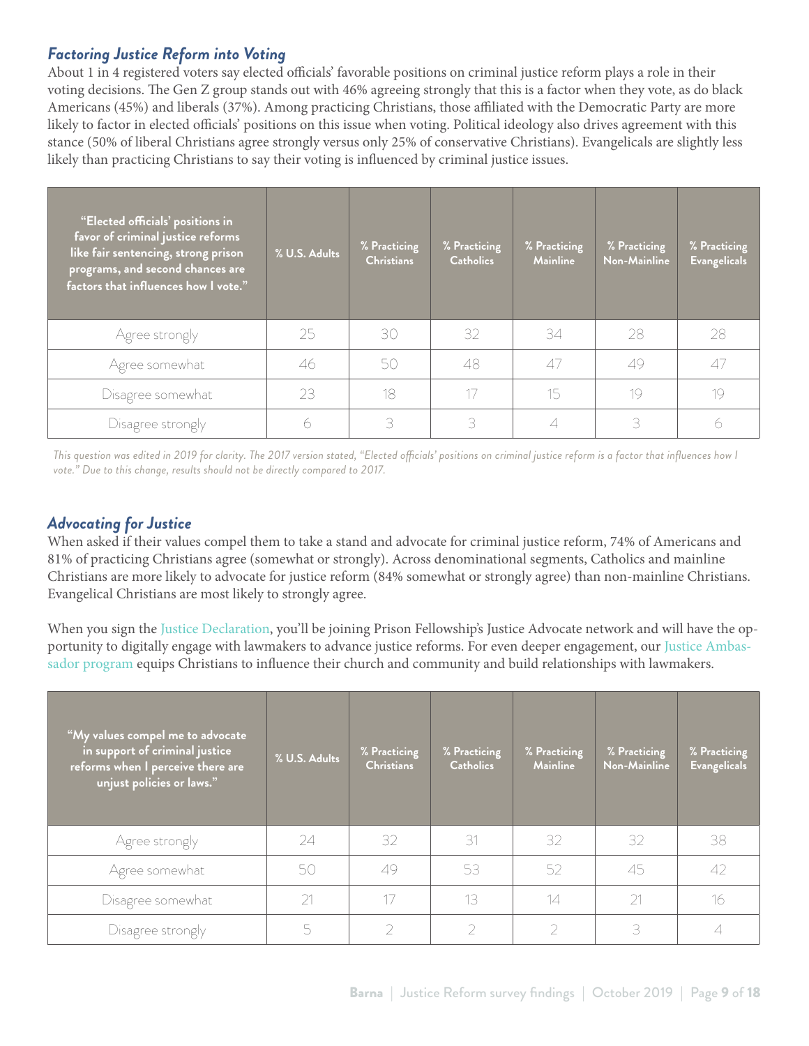### *Factoring Justice Reform into Voting*

About 1 in 4 registered voters say elected officials' favorable positions on criminal justice reform plays a role in their voting decisions. The Gen Z group stands out with 46% agreeing strongly that this is a factor when they vote, as do black Americans (45%) and liberals (37%). Among practicing Christians, those affiliated with the Democratic Party are more likely to factor in elected officials' positions on this issue when voting. Political ideology also drives agreement with this stance (50% of liberal Christians agree strongly versus only 25% of conservative Christians). Evangelicals are slightly less likely than practicing Christians to say their voting is influenced by criminal justice issues.

| "Elected officials' positions in favor of criminal justice reforms like fair sentencing, strong prison programs, and second chances are factors that influences how I vote." | % U.S. Adults | % Practicing Christians | % Practicing Catholics | % Practicing Mainline | % Practicing Non-Mainline | % Practicing Evangelicals |
|---|---|---|---|---|---|---|
| Agree strongly | 25 | 30 | 32 | 34 | 28 | 28 |
| Agree somewhat | 46 | 50 | 48 | 47 | 49 | 47 |
| Disagree somewhat | 23 | 18 | 17 | 15 | 19 | 19 |
| Disagree strongly | 6 | 3 | 3 | 4 | 3 | 6 |

*This question was edited in 2019 for clarity. The 2017 version stated, "Elected officials' positions on criminal justice reform is a factor that influences how I vote." Due to this change, results should not be directly compared to 2017.*

### *Advocating for Justice*

When asked if their values compel them to take a stand and advocate for criminal justice reform, 74% of Americans and 81% of practicing Christians agree (somewhat or strongly). Across denominational segments, Catholics and mainline Christians are more likely to advocate for justice reform (84% somewhat or strongly agree) than non-mainline Christians. Evangelical Christians are most likely to strongly agree.

When you sign the Justice Declaration, you'll be joining Prison Fellowship's Justice Advocate network and will have the opportunity to digitally engage with lawmakers to advance justice reforms. For even deeper engagement, our Justice Ambassador program equips Christians to influence their church and community and build relationships with lawmakers.

| "My values compel me to advocate in support of criminal justice reforms when I perceive there are unjust policies or laws." | % U.S. Adults | % Practicing Christians | % Practicing Catholics | % Practicing Mainline | % Practicing Non-Mainline | % Practicing Evangelicals |
|---|---|---|---|---|---|---|
| Agree strongly | 24 | 32 | 31 | 32 | 32 | 38 |
| Agree somewhat | 50 | 49 | 53 | 52 | 45 | 42 |
| Disagree somewhat | 21 | 17 | 13 | 14 | 21 | 16 |
| Disagree strongly | 5 | 2 | 2 | 2 | 3 | 4 |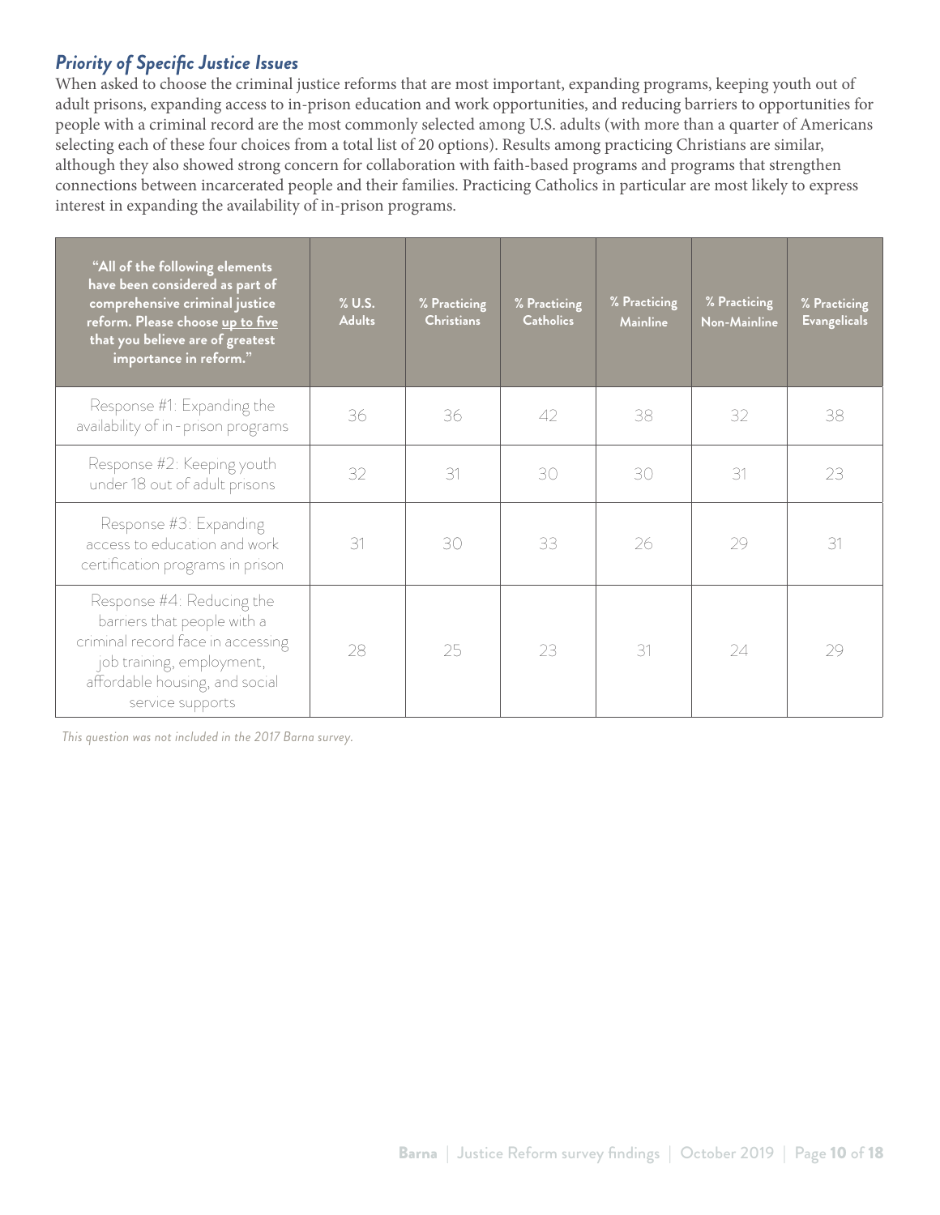### *Priority of Specific Justice Issues*

When asked to choose the criminal justice reforms that are most important, expanding programs, keeping youth out of adult prisons, expanding access to in-prison education and work opportunities, and reducing barriers to opportunities for people with a criminal record are the most commonly selected among U.S. adults (with more than a quarter of Americans selecting each of these four choices from a total list of 20 options). Results among practicing Christians are similar, although they also showed strong concern for collaboration with faith-based programs and programs that strengthen connections between incarcerated people and their families. Practicing Catholics in particular are most likely to express interest in expanding the availability of in-prison programs.

| "All of the following elements have been considered as part of comprehensive criminal justice reform. Please choose up to five that you believe are of greatest importance in reform." | % U.S. Adults | % Practicing Christians | % Practicing Catholics | % Practicing Mainline | % Practicing Non-Mainline | % Practicing Evangelicals |
|---|---|---|---|---|---|---|
| Response #1: Expanding the availability of in-prison programs | 36 | 36 | 42 | 38 | 32 | 38 |
| Response #2: Keeping youth under 18 out of adult prisons | 32 | 31 | 30 | 30 | 31 | 23 |
| Response #3: Expanding access to education and work certification programs in prison | 31 | 30 | 33 | 26 | 29 | 31 |
| Response #4: Reducing the barriers that people with a criminal record face in accessing job training, employment, affordable housing, and social service supports | 28 | 25 | 23 | 31 | 24 | 29 |

*This question was not included in the 2017 Barna survey.*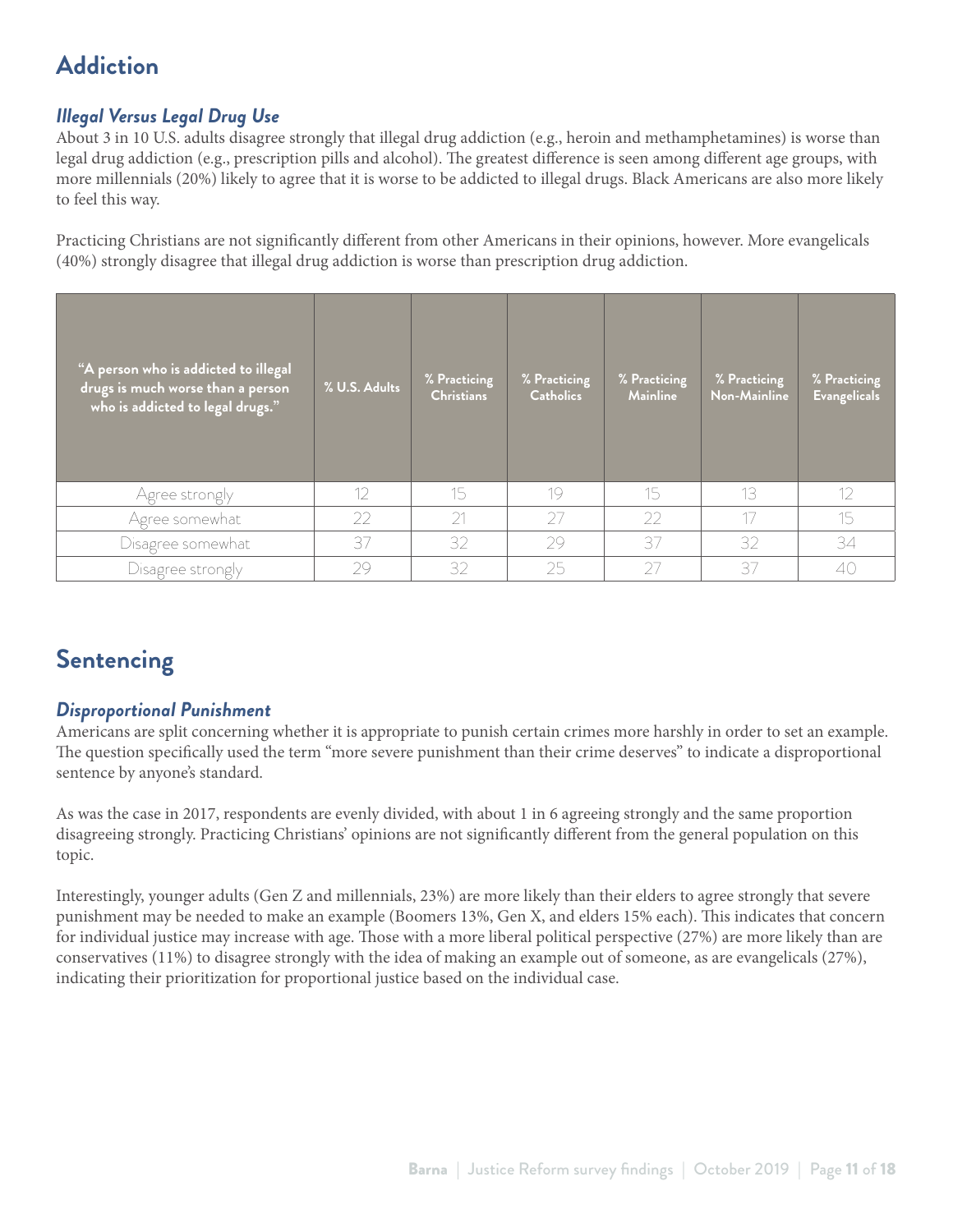## Addiction

### *Illegal Versus Legal Drug Use*

About 3 in 10 U.S. adults disagree strongly that illegal drug addiction (e.g., heroin and methamphetamines) is worse than legal drug addiction (e.g., prescription pills and alcohol). The greatest difference is seen among different age groups, with more millennials (20%) likely to agree that it is worse to be addicted to illegal drugs. Black Americans are also more likely to feel this way.

Practicing Christians are not significantly different from other Americans in their opinions, however. More evangelicals (40%) strongly disagree that illegal drug addiction is worse than prescription drug addiction.

| "A person who is addicted to illegal drugs is much worse than a person who is addicted to legal drugs." | % U.S. Adults | % Practicing Christians | % Practicing Catholics | % Practicing Mainline | % Practicing Non-Mainline | % Practicing Evangelicals |
|---|---|---|---|---|---|---|
| Agree strongly | 12 | 15 | 19 | 15 | 13 | 12 |
| Agree somewhat | 22 | 21 | 27 | 22 | 17 | 15 |
| Disagree somewhat | 37 | 32 | 29 | 37 | 32 | 34 |
| Disagree strongly | 29 | 32 | 25 | 27 | 37 | 40 |

## Sentencing

### *Disproportional Punishment*

Americans are split concerning whether it is appropriate to punish certain crimes more harshly in order to set an example. The question specifically used the term "more severe punishment than their crime deserves" to indicate a disproportional sentence by anyone's standard.

As was the case in 2017, respondents are evenly divided, with about 1 in 6 agreeing strongly and the same proportion disagreeing strongly. Practicing Christians' opinions are not significantly different from the general population on this topic.

Interestingly, younger adults (Gen Z and millennials, 23%) are more likely than their elders to agree strongly that severe punishment may be needed to make an example (Boomers 13%, Gen X, and elders 15% each). This indicates that concern for individual justice may increase with age. Those with a more liberal political perspective (27%) are more likely than are conservatives (11%) to disagree strongly with the idea of making an example out of someone, as are evangelicals (27%), indicating their prioritization for proportional justice based on the individual case.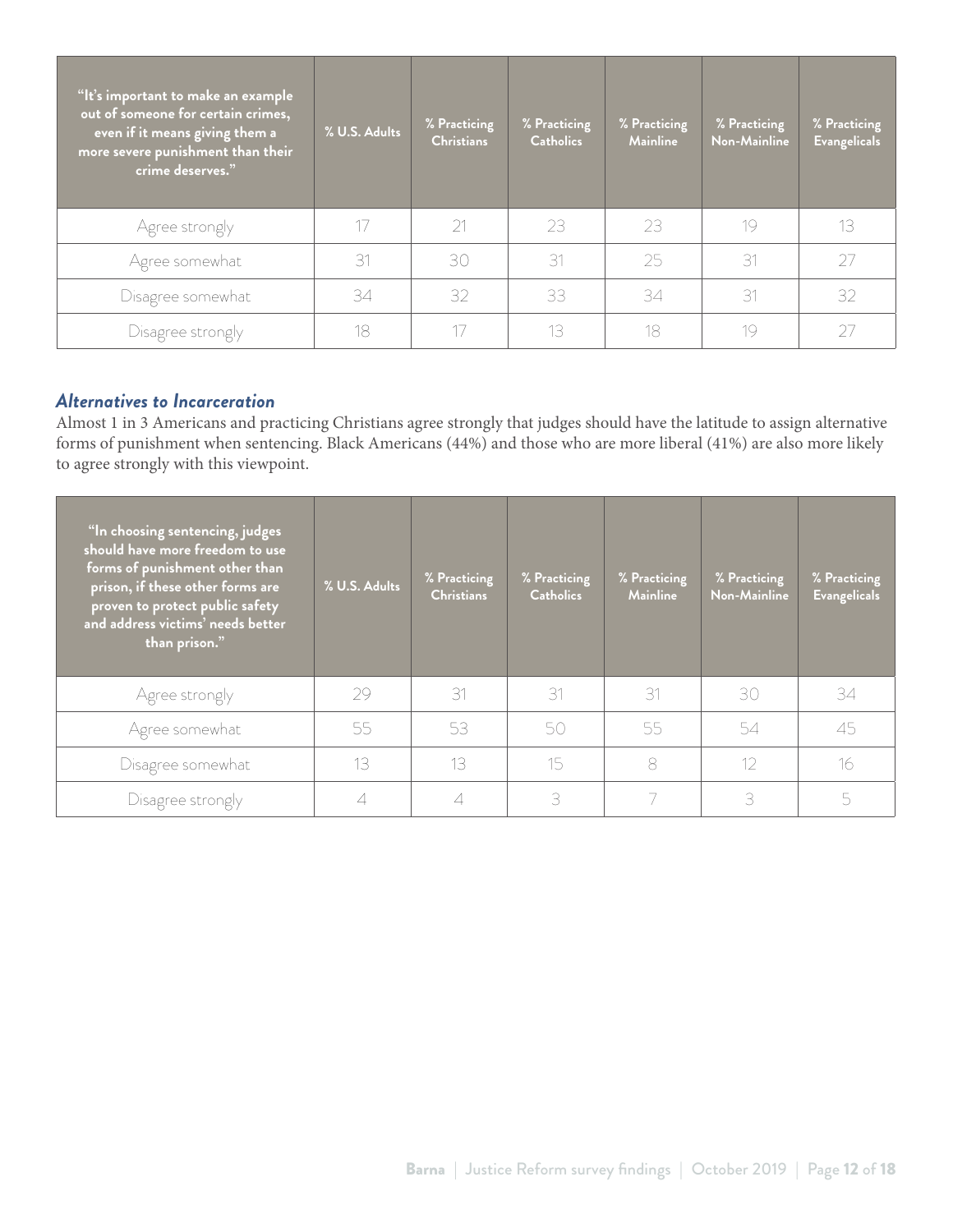| "It's important to make an example out of someone for certain crimes, even if it means giving them a more severe punishment than their crime deserves." | % U.S. Adults | % Practicing Christians | % Practicing Catholics | % Practicing Mainline | % Practicing Non-Mainline | % Practicing Evangelicals |
|---|---|---|---|---|---|---|
| Agree strongly | 17 | 21 | 23 | 23 | 19 | 13 |
| Agree somewhat | 31 | 30 | 31 | 25 | 31 | 27 |
| Disagree somewhat | 34 | 32 | 33 | 34 | 31 | 32 |
| Disagree strongly | 18 | 17 | 13 | 18 | 19 | 27 |

### *Alternatives to Incarceration*

Almost 1 in 3 Americans and practicing Christians agree strongly that judges should have the latitude to assign alternative forms of punishment when sentencing. Black Americans (44%) and those who are more liberal (41%) are also more likely to agree strongly with this viewpoint.

| "In choosing sentencing, judges should have more freedom to use forms of punishment other than prison, if these other forms are proven to protect public safety and address victims' needs better than prison." | % U.S. Adults | % Practicing Christians | % Practicing Catholics | % Practicing Mainline | % Practicing Non-Mainline | % Practicing Evangelicals |
|---|---|---|---|---|---|---|
| Agree strongly | 29 | 31 | 31 | 31 | 30 | 34 |
| Agree somewhat | 55 | 53 | 50 | 55 | 54 | 45 |
| Disagree somewhat | 13 | 13 | 15 | 8 | 12 | 16 |
| Disagree strongly | 4 | 4 | 3 | 7 | 3 | 5 |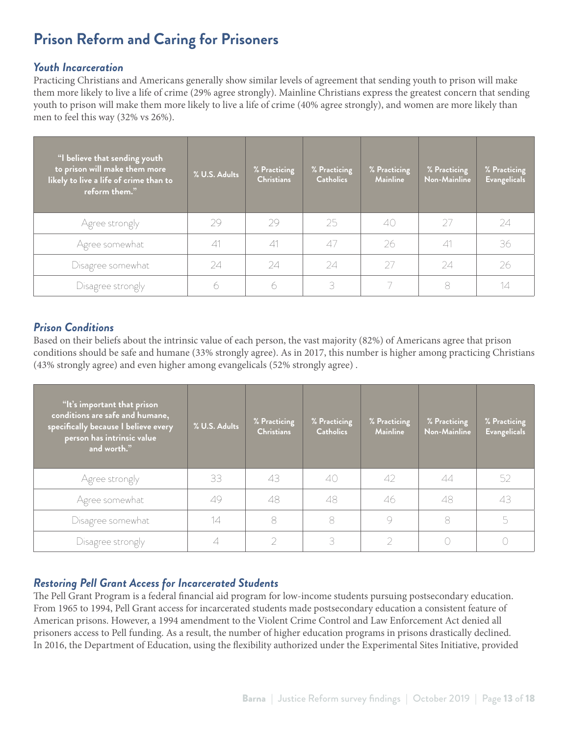## Prison Reform and Caring for Prisoners

### *Youth Incarceration*

Practicing Christians and Americans generally show similar levels of agreement that sending youth to prison will make them more likely to live a life of crime (29% agree strongly). Mainline Christians express the greatest concern that sending youth to prison will make them more likely to live a life of crime (40% agree strongly), and women are more likely than men to feel this way (32% vs 26%).

| "I believe that sending youth to prison will make them more likely to live a life of crime than to reform them." | % U.S. Adults | % Practicing Christians | % Practicing Catholics | % Practicing Mainline | % Practicing Non-Mainline | % Practicing Evangelicals |
|---|---|---|---|---|---|---|
| Agree strongly | 29 | 29 | 25 | 40 | 27 | 24 |
| Agree somewhat | 41 | 41 | 47 | 26 | 41 | 36 |
| Disagree somewhat | 24 | 24 | 24 | 27 | 24 | 26 |
| Disagree strongly | 6 | 6 | 3 | 7 | 8 | 14 |

### *Prison Conditions*

Based on their beliefs about the intrinsic value of each person, the vast majority (82%) of Americans agree that prison conditions should be safe and humane (33% strongly agree). As in 2017, this number is higher among practicing Christians (43% strongly agree) and even higher among evangelicals (52% strongly agree) .

| "It's important that prison conditions are safe and humane, specifically because I believe every person has intrinsic value and worth." | % U.S. Adults | % Practicing Christians | % Practicing Catholics | % Practicing Mainline | % Practicing Non-Mainline | % Practicing Evangelicals |
|---|---|---|---|---|---|---|
| Agree strongly | 33 | 43 | 40 | 42 | 44 | 52 |
| Agree somewhat | 49 | 48 | 48 | 46 | 48 | 43 |
| Disagree somewhat | 14 | 8 | 8 | 9 | 8 | 5 |
| Disagree strongly | 4 | 2 | 3 | 2 | 0 | 0 |

### *Restoring Pell Grant Access for Incarcerated Students*

The Pell Grant Program is a federal financial aid program for low-income students pursuing postsecondary education. From 1965 to 1994, Pell Grant access for incarcerated students made postsecondary education a consistent feature of American prisons. However, a 1994 amendment to the Violent Crime Control and Law Enforcement Act denied all prisoners access to Pell funding. As a result, the number of higher education programs in prisons drastically declined. In 2016, the Department of Education, using the flexibility authorized under the Experimental Sites Initiative, provided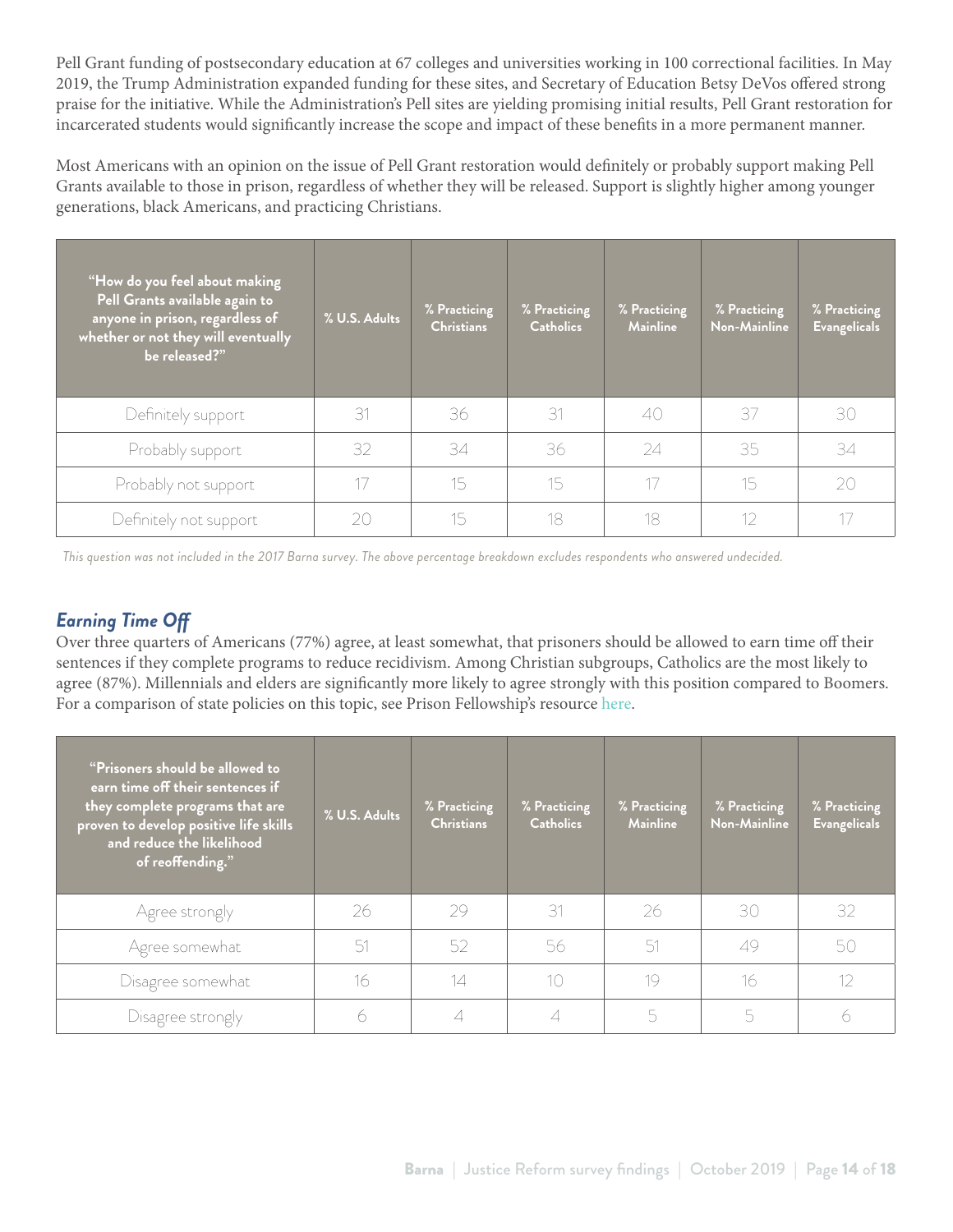Pell Grant funding of postsecondary education at 67 colleges and universities working in 100 correctional facilities. In May 2019, the Trump Administration expanded funding for these sites, and Secretary of Education Betsy DeVos offered strong praise for the initiative. While the Administration's Pell sites are yielding promising initial results, Pell Grant restoration for incarcerated students would significantly increase the scope and impact of these benefits in a more permanent manner.

Most Americans with an opinion on the issue of Pell Grant restoration would definitely or probably support making Pell Grants available to those in prison, regardless of whether they will be released. Support is slightly higher among younger generations, black Americans, and practicing Christians.

| "How do you feel about making Pell Grants available again to anyone in prison, regardless of whether or not they will eventually be released?" | % U.S. Adults | % Practicing Christians | % Practicing Catholics | % Practicing Mainline | % Practicing Non-Mainline | % Practicing Evangelicals |
|---|---|---|---|---|---|---|
| Definitely support | 31 | 36 | 31 | 40 | 37 | 30 |
| Probably support | 32 | 34 | 36 | 24 | 35 | 34 |
| Probably not support | 17 | 15 | 15 | 17 | 15 | 20 |
| Definitely not support | 20 | 15 | 18 | 18 | 12 | 17 |

*This question was not included in the 2017 Barna survey. The above percentage breakdown excludes respondents who answered undecided.*

## *Earning Time Off*

Over three quarters of Americans (77%) agree, at least somewhat, that prisoners should be allowed to earn time off their sentences if they complete programs to reduce recidivism. Among Christian subgroups, Catholics are the most likely to agree (87%). Millennials and elders are significantly more likely to agree strongly with this position compared to Boomers. For a comparison of state policies on this topic, see Prison Fellowship's resource here.

| "Prisoners should be allowed to earn time off their sentences if they complete programs that are proven to develop positive life skills and reduce the likelihood of reoffending." | % U.S. Adults | % Practicing Christians | % Practicing Catholics | % Practicing Mainline | % Practicing Non-Mainline | % Practicing Evangelicals |
|---|---|---|---|---|---|---|
| Agree strongly | 26 | 29 | 31 | 26 | 30 | 32 |
| Agree somewhat | 51 | 52 | 56 | 51 | 49 | 50 |
| Disagree somewhat | 16 | 14 | 10 | 19 | 16 | 12 |
| Disagree strongly | 6 | 4 | 4 | 5 | 5 | 6 |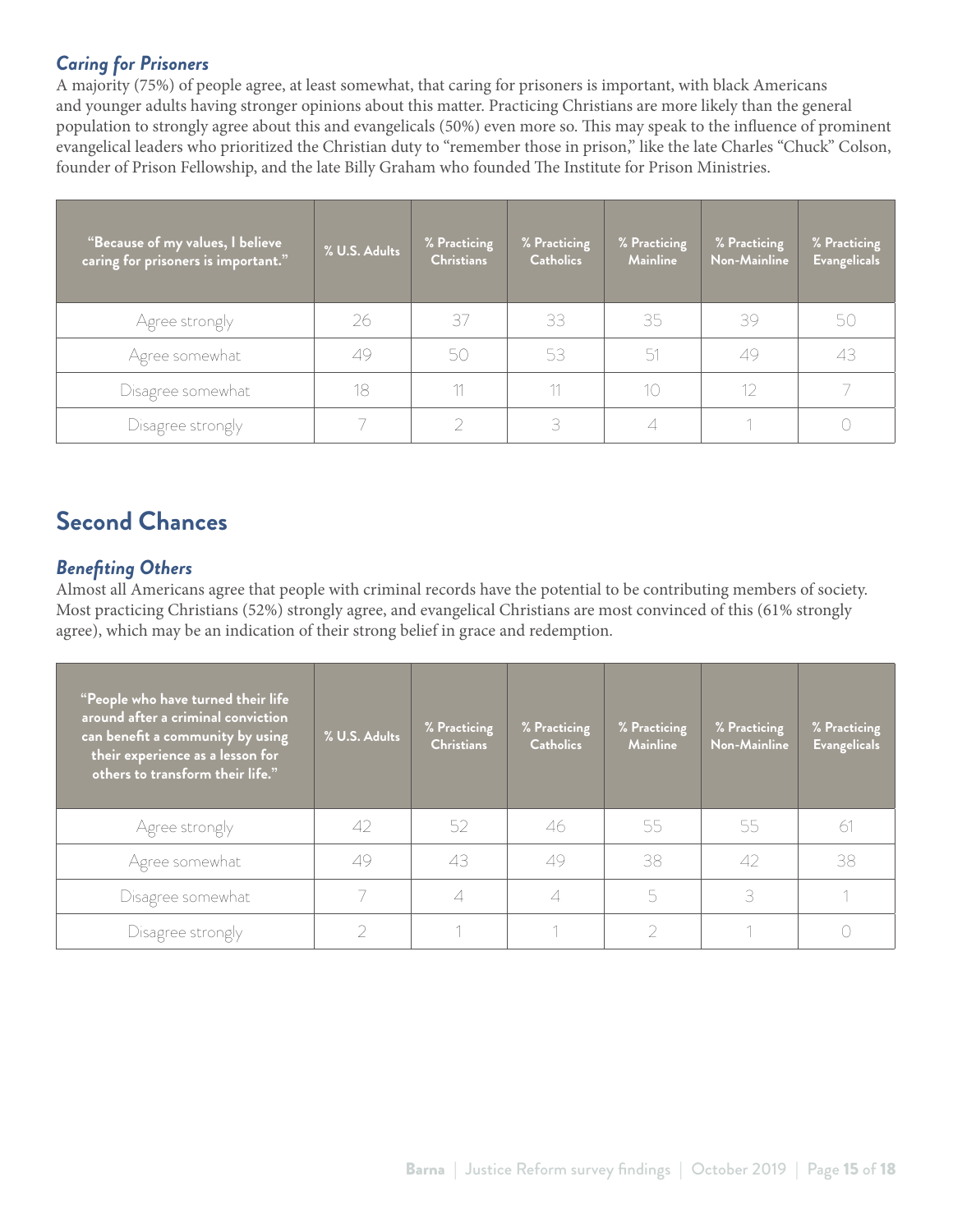### *Caring for Prisoners*

A majority (75%) of people agree, at least somewhat, that caring for prisoners is important, with black Americans and younger adults having stronger opinions about this matter. Practicing Christians are more likely than the general population to strongly agree about this and evangelicals (50%) even more so. This may speak to the influence of prominent evangelical leaders who prioritized the Christian duty to "remember those in prison," like the late Charles "Chuck" Colson, founder of Prison Fellowship, and the late Billy Graham who founded The Institute for Prison Ministries.

| "Because of my values, I believe caring for prisoners is important." | % U.S. Adults | % Practicing Christians | % Practicing Catholics | % Practicing Mainline | % Practicing Non-Mainline | % Practicing Evangelicals |
|---|---|---|---|---|---|---|
| Agree strongly | 26 | 37 | 33 | 35 | 39 | 50 |
| Agree somewhat | 49 | 50 | 53 | 51 | 49 | 43 |
| Disagree somewhat | 18 | 11 | 11 | 10 | 12 | 7 |
| Disagree strongly | 7 | 2 | 3 | 4 | 1 | 0 |

## Second Chances

### *Benefiting Others*

Almost all Americans agree that people with criminal records have the potential to be contributing members of society. Most practicing Christians (52%) strongly agree, and evangelical Christians are most convinced of this (61% strongly agree), which may be an indication of their strong belief in grace and redemption.

| "People who have turned their life around after a criminal conviction can benefit a community by using their experience as a lesson for others to transform their life." | % U.S. Adults | % Practicing Christians | % Practicing Catholics | % Practicing Mainline | % Practicing Non-Mainline | % Practicing Evangelicals |
|---|---|---|---|---|---|---|
| Agree strongly | 42 | 52 | 46 | 55 | 55 | 61 |
| Agree somewhat | 49 | 43 | 49 | 38 | 42 | 38 |
| Disagree somewhat | 7 | 4 | 4 | 5 | 3 | 1 |
| Disagree strongly | 2 | 1 | 1 | 2 | 1 | 0 |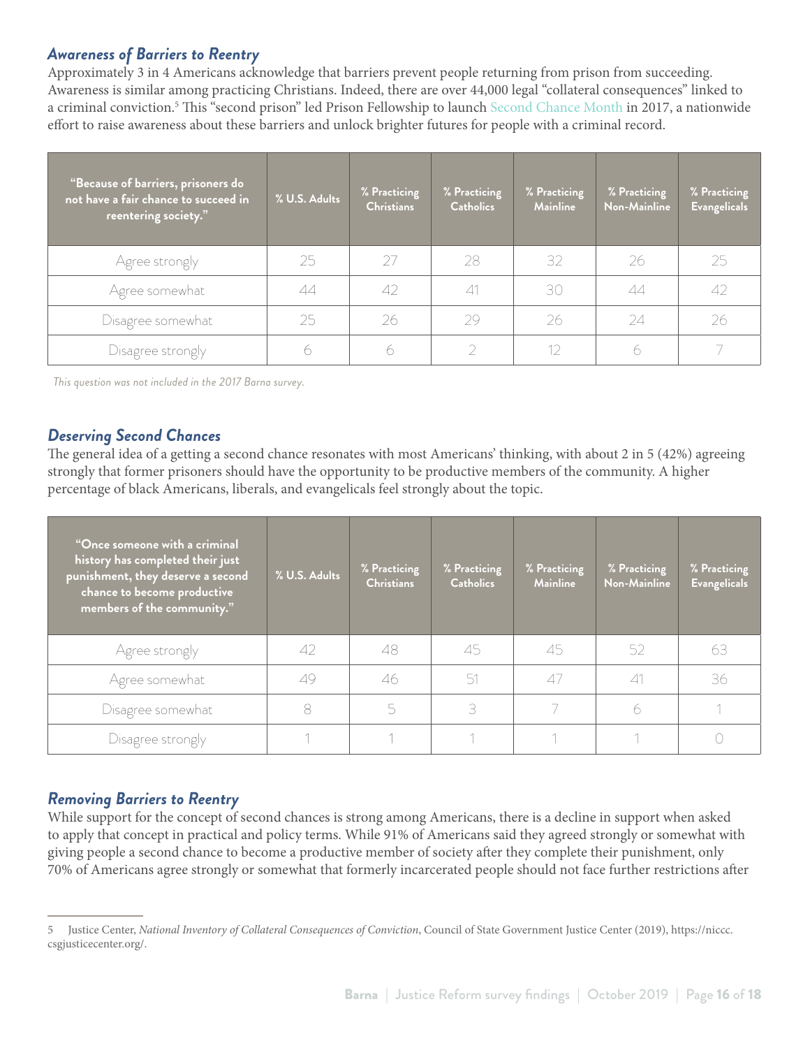### *Awareness of Barriers to Reentry*

Approximately 3 in 4 Americans acknowledge that barriers prevent people returning from prison from succeeding. Awareness is similar among practicing Christians. Indeed, there are over 44,000 legal "collateral consequences" linked to a criminal conviction.[5] This "second prison" led Prison Fellowship to launch Second Chance Month in 2017, a nationwide effort to raise awareness about these barriers and unlock brighter futures for people with a criminal record.

| "Because of barriers, prisoners do not have a fair chance to succeed in reentering society." | % U.S. Adults | % Practicing Christians | % Practicing Catholics | % Practicing Mainline | % Practicing Non-Mainline | % Practicing Evangelicals |
|---|---|---|---|---|---|---|
| Agree strongly | 25 | 27 | 28 | 32 | 26 | 25 |
| Agree somewhat | 44 | 42 | 41 | 30 | 44 | 42 |
| Disagree somewhat | 25 | 26 | 29 | 26 | 24 | 26 |
| Disagree strongly | 6 | 6 | 2 | 12 | 6 | 7 |

*This question was not included in the 2017 Barna survey.*

### *Deserving Second Chances*

The general idea of a getting a second chance resonates with most Americans' thinking, with about 2 in 5 (42%) agreeing strongly that former prisoners should have the opportunity to be productive members of the community. A higher percentage of black Americans, liberals, and evangelicals feel strongly about the topic.

| "Once someone with a criminal history has completed their just punishment, they deserve a second chance to become productive members of the community." | % U.S. Adults | % Practicing Christians | % Practicing Catholics | % Practicing Mainline | % Practicing Non-Mainline | % Practicing Evangelicals |
|---|---|---|---|---|---|---|
| Agree strongly | 42 | 48 | 45 | 45 | 52 | 63 |
| Agree somewhat | 49 | 46 | 51 | 47 | 41 | 36 |
| Disagree somewhat | 8 | 5 | 3 | 7 | 6 | 1 |
| Disagree strongly | 1 | 1 | 1 | 1 | 1 | 0 |

### *Removing Barriers to Reentry*

While support for the concept of second chances is strong among Americans, there is a decline in support when asked to apply that concept in practical and policy terms. While 91% of Americans said they agreed strongly or somewhat with giving people a second chance to become a productive member of society after they complete their punishment, only 70% of Americans agree strongly or somewhat that formerly incarcerated people should not face further restrictions after

---

5 Justice Center, *National Inventory of Collateral Consequences of Conviction*, Council of State Government Justice Center (2019), https://niccc.csgjusticecenter.org/.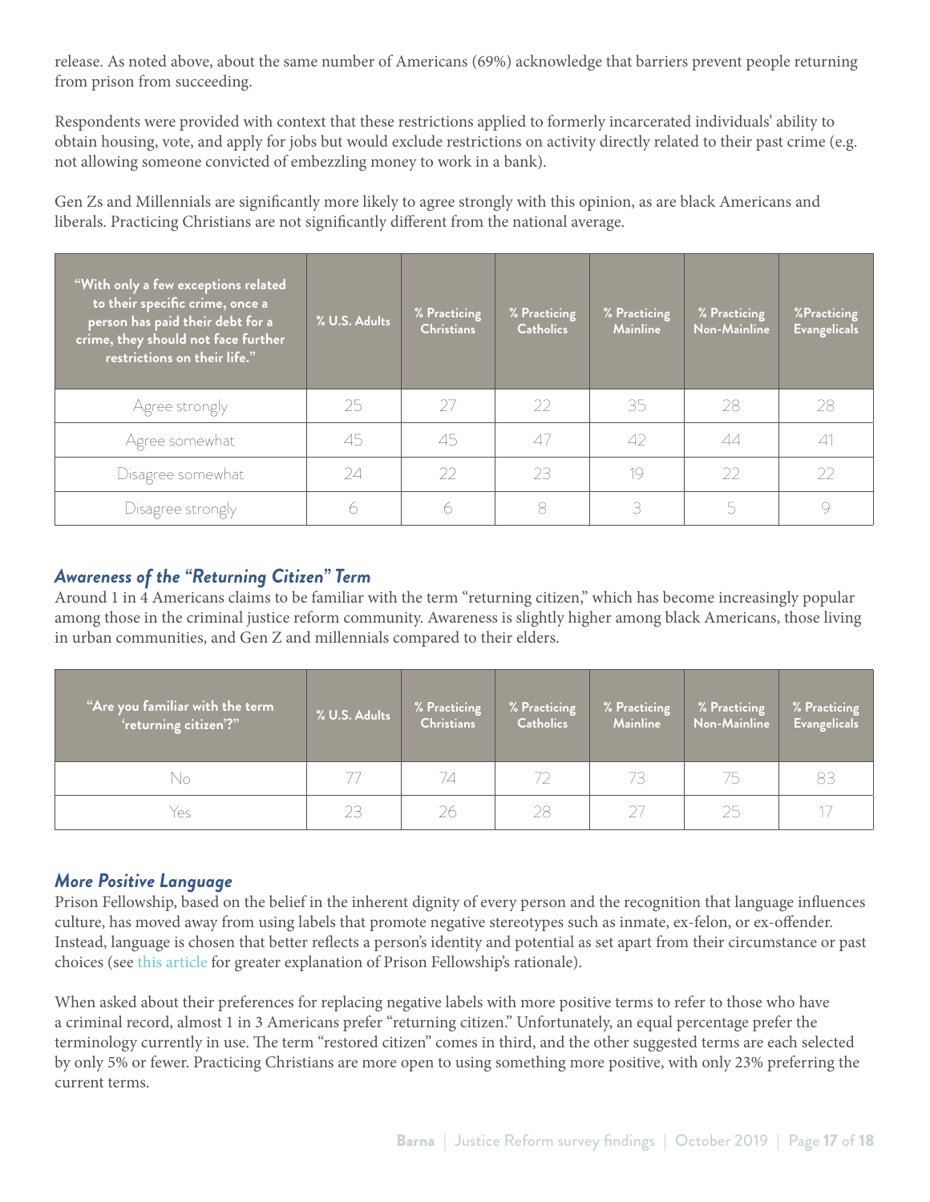release. As noted above, about the same number of Americans (69%) acknowledge that barriers prevent people returning from prison from succeeding.

Respondents were provided with context that these restrictions applied to formerly incarcerated individuals' ability to obtain housing, vote, and apply for jobs but would exclude restrictions on activity directly related to their past crime (e.g. not allowing someone convicted of embezzling money to work in a bank).

Gen Zs and Millennials are significantly more likely to agree strongly with this opinion, as are black Americans and liberals. Practicing Christians are not significantly different from the national average.

| "With only a few exceptions related to their specific crime, once a person has paid their debt for a crime, they should not face further restrictions on their life." | % U.S. Adults | % Practicing Christians | % Practicing Catholics | % Practicing Mainline | % Practicing Non-Mainline | %Practicing Evangelicals |
|---|---|---|---|---|---|---|
| Agree strongly | 25 | 27 | 22 | 35 | 28 | 28 |
| Agree somewhat | 45 | 45 | 47 | 42 | 44 | 41 |
| Disagree somewhat | 24 | 22 | 23 | 19 | 22 | 22 |
| Disagree strongly | 6 | 6 | 8 | 3 | 5 | 9 |

### *Awareness of the "Returning Citizen" Term*

Around 1 in 4 Americans claims to be familiar with the term "returning citizen," which has become increasingly popular among those in the criminal justice reform community. Awareness is slightly higher among black Americans, those living in urban communities, and Gen Z and millennials compared to their elders.

| "Are you familiar with the term 'returning citizen'?" | % U.S. Adults | % Practicing Christians | % Practicing Catholics | % Practicing Mainline | % Practicing Non-Mainline | % Practicing Evangelicals |
|---|---|---|---|---|---|---|
| No | 77 | 74 | 72 | 73 | 75 | 83 |
| Yes | 23 | 26 | 28 | 27 | 25 | 17 |

### *More Positive Language*

Prison Fellowship, based on the belief in the inherent dignity of every person and the recognition that language influences culture, has moved away from using labels that promote negative stereotypes such as inmate, ex-felon, or ex-offender. Instead, language is chosen that better reflects a person's identity and potential as set apart from their circumstance or past choices (see this article for greater explanation of Prison Fellowship's rationale).

When asked about their preferences for replacing negative labels with more positive terms to refer to those who have a criminal record, almost 1 in 3 Americans prefer "returning citizen." Unfortunately, an equal percentage prefer the terminology currently in use. The term "restored citizen" comes in third, and the other suggested terms are each selected by only 5% or fewer. Practicing Christians are more open to using something more positive, with only 23% preferring the current terms.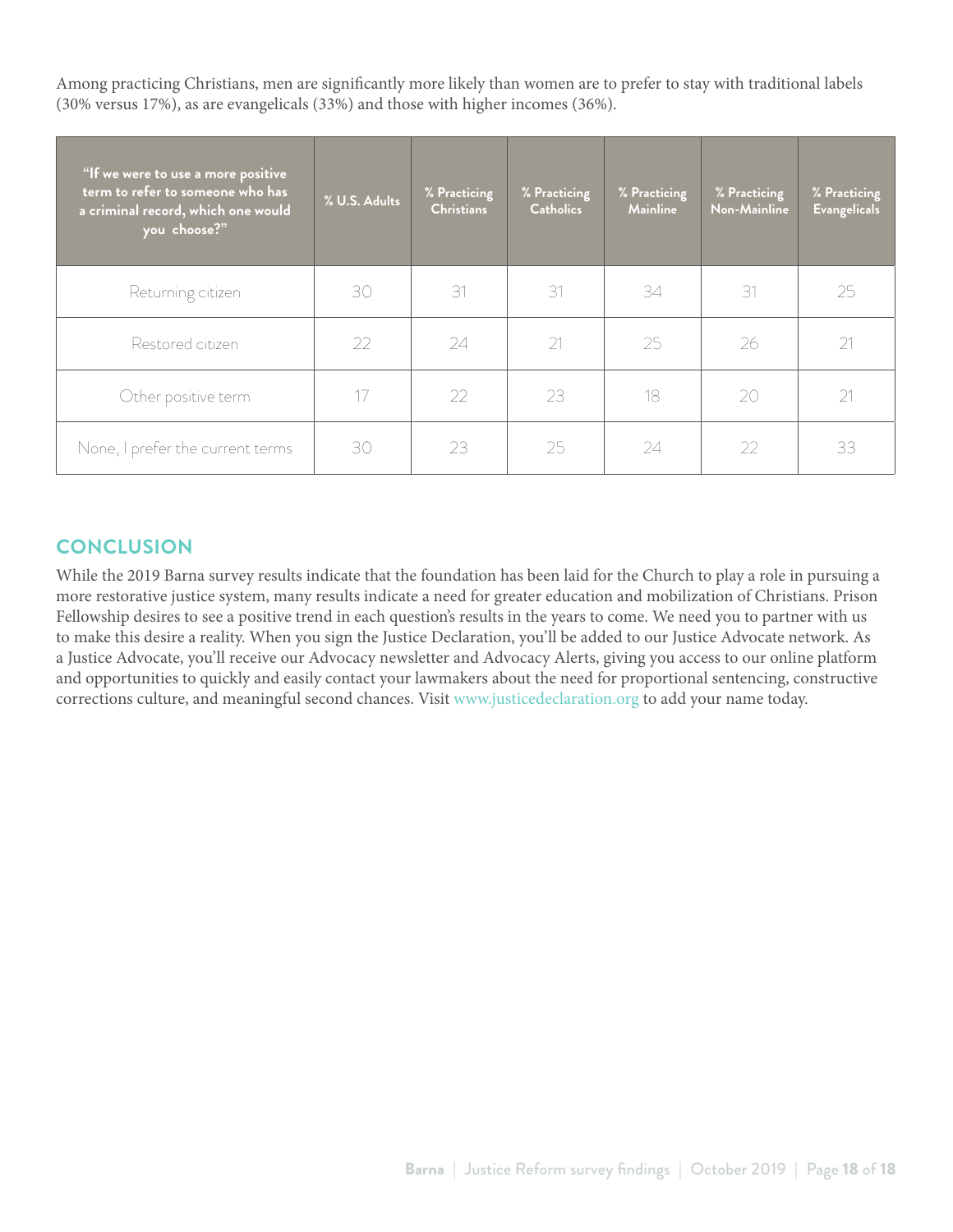Among practicing Christians, men are significantly more likely than women are to prefer to stay with traditional labels (30% versus 17%), as are evangelicals (33%) and those with higher incomes (36%).

| "If we were to use a more positive term to refer to someone who has a criminal record, which one would you choose?" | % U.S. Adults | % Practicing Christians | % Practicing Catholics | % Practicing Mainline | % Practicing Non-Mainline | % Practicing Evangelicals |
|---|---|---|---|---|---|---|
| Returning citizen | 30 | 31 | 31 | 34 | 31 | 25 |
| Restored citizen | 22 | 24 | 21 | 25 | 26 | 21 |
| Other positive term | 17 | 22 | 23 | 18 | 20 | 21 |
| None, I prefer the current terms | 30 | 23 | 25 | 24 | 22 | 33 |

## CONCLUSION

While the 2019 Barna survey results indicate that the foundation has been laid for the Church to play a role in pursuing a more restorative justice system, many results indicate a need for greater education and mobilization of Christians. Prison Fellowship desires to see a positive trend in each question's results in the years to come. We need you to partner with us to make this desire a reality. When you sign the Justice Declaration, you'll be added to our Justice Advocate network. As a Justice Advocate, you'll receive our Advocacy newsletter and Advocacy Alerts, giving you access to our online platform and opportunities to quickly and easily contact your lawmakers about the need for proportional sentencing, constructive corrections culture, and meaningful second chances. Visit www.justicedeclaration.org to add your name today.